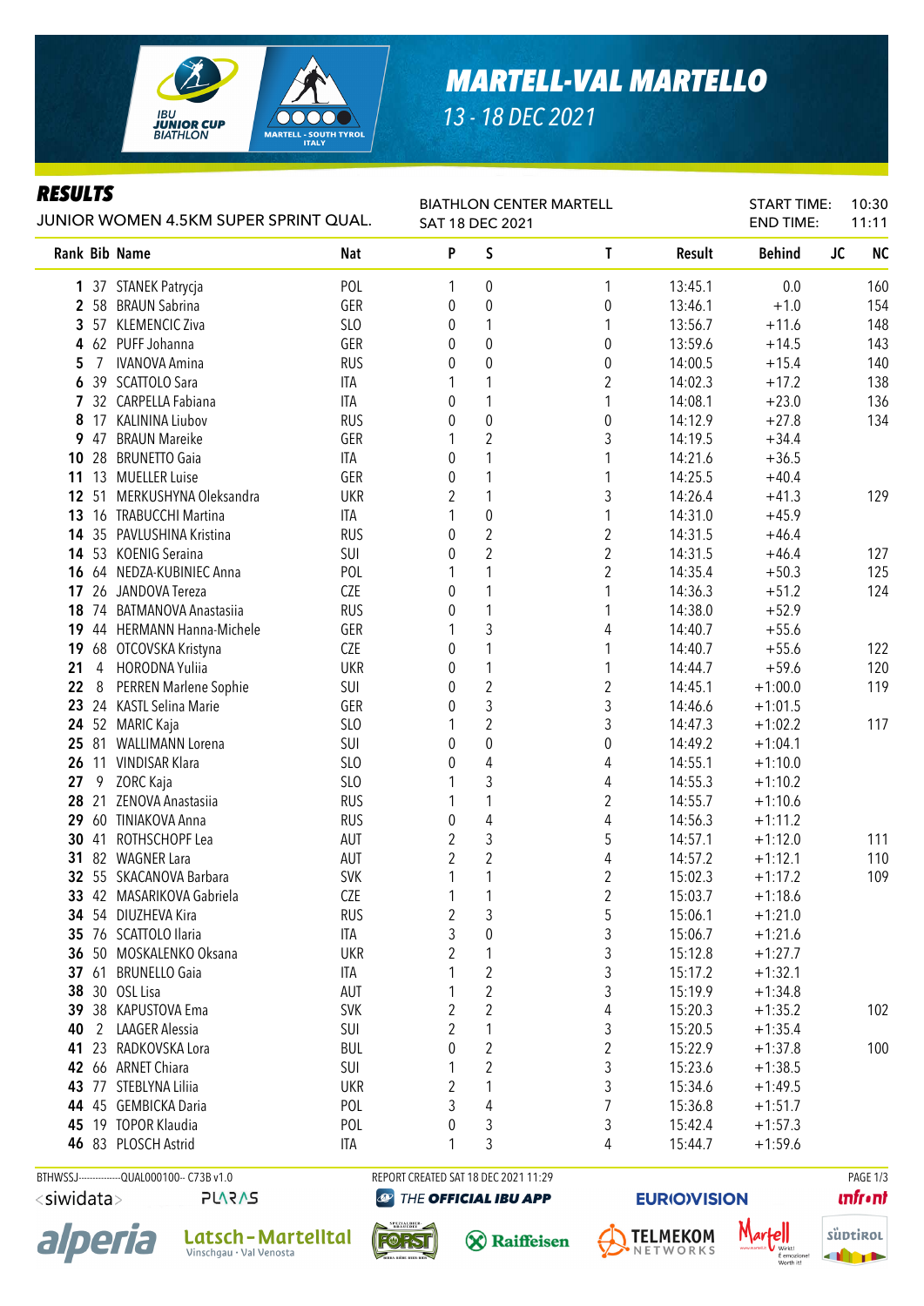# MARTELL-VAL MARTELLO

13 - 18 DEC 2021

## RESULTS

JUNIOR WOMEN 4.5KM SUPER SPRINT QUAL.

BIATHLON CENTER MARTELL
SAT 18 DEC 2021

START TIME: 10:30
END TIME: 11:11

| Rank | Bib | Name | Nat | P | S | T | Result | Behind | JC | NC |
|---|---|---|---|---|---|---|---|---|---|---|
| 1 | 37 | STANEK Patrycja | POL | 1 | 0 | 1 | 13:45.1 | 0.0 | | 160 |
| 2 | 58 | BRAUN Sabrina | GER | 0 | 0 | 0 | 13:46.1 | +1.0 | | 154 |
| 3 | 57 | KLEMENCIC Ziva | SLO | 0 | 1 | 1 | 13:56.7 | +11.6 | | 148 |
| 4 | 62 | PUFF Johanna | GER | 0 | 0 | 0 | 13:59.6 | +14.5 | | 143 |
| 5 | 7 | IVANOVA Amina | RUS | 0 | 0 | 0 | 14:00.5 | +15.4 | | 140 |
| 6 | 39 | SCATTOLO Sara | ITA | 1 | 1 | 2 | 14:02.3 | +17.2 | | 138 |
| 7 | 32 | CARPELLA Fabiana | ITA | 0 | 1 | 1 | 14:08.1 | +23.0 | | 136 |
| 8 | 17 | KALININA Liubov | RUS | 0 | 0 | 0 | 14:12.9 | +27.8 | | 134 |
| 9 | 47 | BRAUN Mareike | GER | 1 | 2 | 3 | 14:19.5 | +34.4 | | |
| 10 | 28 | BRUNETTO Gaia | ITA | 0 | 1 | 1 | 14:21.6 | +36.5 | | |
| 11 | 13 | MUELLER Luise | GER | 0 | 1 | 1 | 14:25.5 | +40.4 | | |
| 12 | 51 | MERKUSHYNA Oleksandra | UKR | 2 | 1 | 3 | 14:26.4 | +41.3 | | 129 |
| 13 | 16 | TRABUCCHI Martina | ITA | 1 | 0 | 1 | 14:31.0 | +45.9 | | |
| 14 | 35 | PAVLUSHINA Kristina | RUS | 0 | 2 | 2 | 14:31.5 | +46.4 | | |
| 14 | 53 | KOENIG Seraina | SUI | 0 | 2 | 2 | 14:31.5 | +46.4 | | 127 |
| 16 | 64 | NEDZA-KUBINIEC Anna | POL | 1 | 1 | 2 | 14:35.4 | +50.3 | | 125 |
| 17 | 26 | JANDOVA Tereza | CZE | 0 | 1 | 1 | 14:36.3 | +51.2 | | 124 |
| 18 | 74 | BATMANOVA Anastasiia | RUS | 0 | 1 | 1 | 14:38.0 | +52.9 | | |
| 19 | 44 | HERMANN Hanna-Michele | GER | 1 | 3 | 4 | 14:40.7 | +55.6 | | |
| 19 | 68 | OTCOVSKA Kristyna | CZE | 0 | 1 | 1 | 14:40.7 | +55.6 | | 122 |
| 21 | 4 | HORODNA Yuliia | UKR | 0 | 1 | 1 | 14:44.7 | +59.6 | | 120 |
| 22 | 8 | PERREN Marlene Sophie | SUI | 0 | 2 | 2 | 14:45.1 | +1:00.0 | | 119 |
| 23 | 24 | KASTL Selina Marie | GER | 0 | 3 | 3 | 14:46.6 | +1:01.5 | | |
| 24 | 52 | MARIC Kaja | SLO | 1 | 2 | 3 | 14:47.3 | +1:02.2 | | 117 |
| 25 | 81 | WALLIMANN Lorena | SUI | 0 | 0 | 0 | 14:49.2 | +1:04.1 | | |
| 26 | 11 | VINDISAR Klara | SLO | 0 | 4 | 4 | 14:55.1 | +1:10.0 | | |
| 27 | 9 | ZORC Kaja | SLO | 1 | 3 | 4 | 14:55.3 | +1:10.2 | | |
| 28 | 21 | ZENOVA Anastasiia | RUS | 1 | 1 | 2 | 14:55.7 | +1:10.6 | | |
| 29 | 60 | TINIAKOVA Anna | RUS | 0 | 4 | 4 | 14:56.3 | +1:11.2 | | |
| 30 | 41 | ROTHSCHOPF Lea | AUT | 2 | 3 | 5 | 14:57.1 | +1:12.0 | | 111 |
| 31 | 82 | WAGNER Lara | AUT | 2 | 2 | 4 | 14:57.2 | +1:12.1 | | 110 |
| 32 | 55 | SKACANOVA Barbara | SVK | 1 | 1 | 2 | 15:02.3 | +1:17.2 | | 109 |
| 33 | 42 | MASARIKOVA Gabriela | CZE | 1 | 1 | 2 | 15:03.7 | +1:18.6 | | |
| 34 | 54 | DIUZHEVA Kira | RUS | 2 | 3 | 5 | 15:06.1 | +1:21.0 | | |
| 35 | 76 | SCATTOLO Ilaria | ITA | 3 | 0 | 3 | 15:06.7 | +1:21.6 | | |
| 36 | 50 | MOSKALENKO Oksana | UKR | 2 | 1 | 3 | 15:12.8 | +1:27.7 | | |
| 37 | 61 | BRUNELLO Gaia | ITA | 1 | 2 | 3 | 15:17.2 | +1:32.1 | | |
| 38 | 30 | OSL Lisa | AUT | 1 | 2 | 3 | 15:19.9 | +1:34.8 | | |
| 39 | 38 | KAPUSTOVA Ema | SVK | 2 | 2 | 4 | 15:20.3 | +1:35.2 | | 102 |
| 40 | 2 | LAAGER Alessia | SUI | 2 | 1 | 3 | 15:20.5 | +1:35.4 | | |
| 41 | 23 | RADKOVSKA Lora | BUL | 0 | 2 | 2 | 15:22.9 | +1:37.8 | | 100 |
| 42 | 66 | ARNET Chiara | SUI | 1 | 2 | 3 | 15:23.6 | +1:38.5 | | |
| 43 | 77 | STEBLYNA Liliia | UKR | 2 | 1 | 3 | 15:34.6 | +1:49.5 | | |
| 44 | 45 | GEMBICKA Daria | POL | 3 | 4 | 7 | 15:36.8 | +1:51.7 | | |
| 45 | 19 | TOPOR Klaudia | POL | 0 | 3 | 3 | 15:42.4 | +1:57.3 | | |
| 46 | 83 | PLOSCH Astrid | ITA | 1 | 3 | 4 | 15:44.7 | +1:59.6 | | |

BTHWSSJ-------------QUAL000100-- C73B v1.0    REPORT CREATED SAT 18 DEC 2021 11:29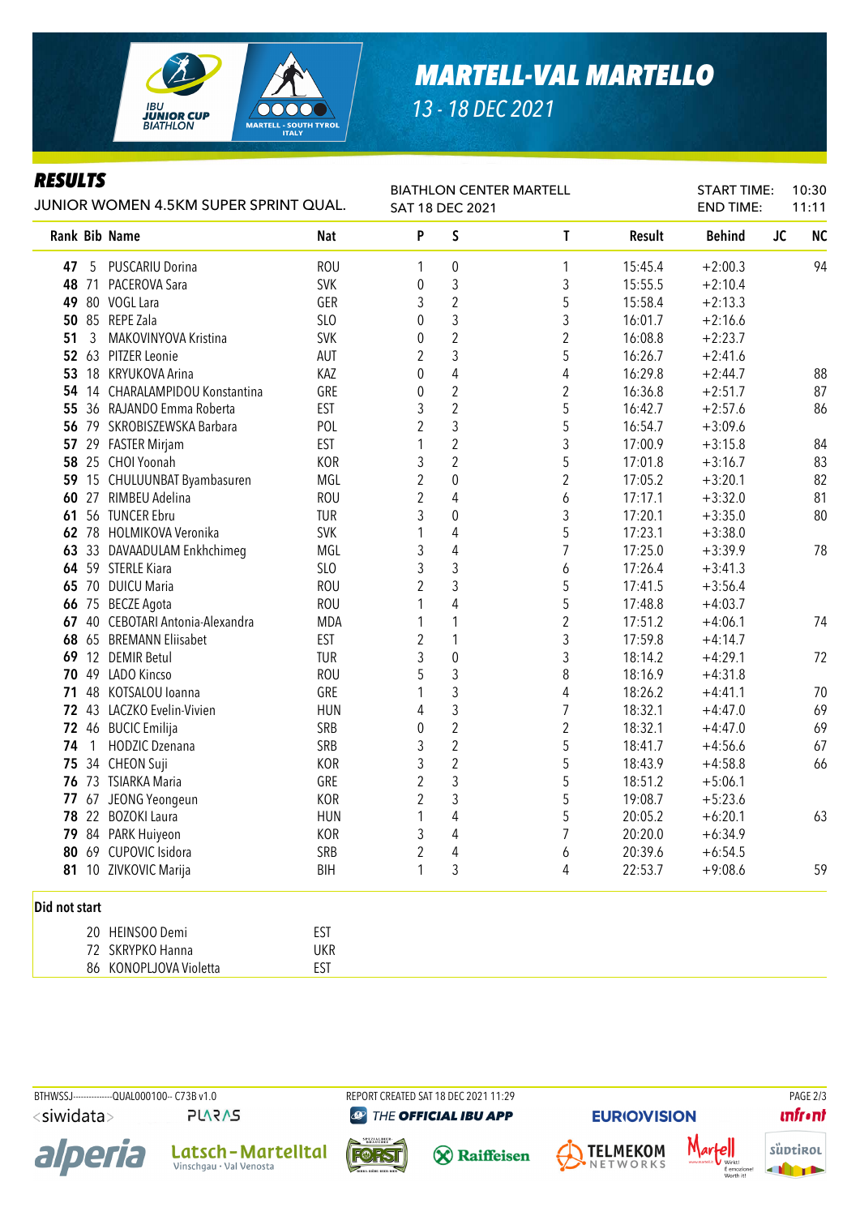# MARTELL-VAL MARTELLO

13 - 18 DEC 2021

## RESULTS

JUNIOR WOMEN 4.5KM SUPER SPRINT QUAL.

BIATHLON CENTER MARTELL
SAT 18 DEC 2021

START TIME: 10:30
END TIME: 11:11

| Rank | Bib | Name | Nat | P | S | T | Result | Behind | JC | NC |
|---|---|---|---|---|---|---|---|---|---|---|
| 47 | 5 | PUSCARIU Dorina | ROU | 1 | 0 | 1 | 15:45.4 | +2:00.3 | | 94 |
| 48 | 71 | PACEROVA Sara | SVK | 0 | 3 | 3 | 15:55.5 | +2:10.4 | | |
| 49 | 80 | VOGL Lara | GER | 3 | 2 | 5 | 15:58.4 | +2:13.3 | | |
| 50 | 85 | REPE Zala | SLO | 0 | 3 | 3 | 16:01.7 | +2:16.6 | | |
| 51 | 3 | MAKOVINYOVA Kristina | SVK | 0 | 2 | 2 | 16:08.8 | +2:23.7 | | |
| 52 | 63 | PITZER Leonie | AUT | 2 | 3 | 5 | 16:26.7 | +2:41.6 | | |
| 53 | 18 | KRYUKOVA Arina | KAZ | 0 | 4 | 4 | 16:29.8 | +2:44.7 | | 88 |
| 54 | 14 | CHARALAMPIDOU Konstantina | GRE | 0 | 2 | 2 | 16:36.8 | +2:51.7 | | 87 |
| 55 | 36 | RAJANDO Emma Roberta | EST | 3 | 2 | 5 | 16:42.7 | +2:57.6 | | 86 |
| 56 | 79 | SKROBISZEWSKA Barbara | POL | 2 | 3 | 5 | 16:54.7 | +3:09.6 | | |
| 57 | 29 | FASTER Mirjam | EST | 1 | 2 | 3 | 17:00.9 | +3:15.8 | | 84 |
| 58 | 25 | CHOI Yoonah | KOR | 3 | 2 | 5 | 17:01.8 | +3:16.7 | | 83 |
| 59 | 15 | CHULUUNBAT Byambasuren | MGL | 2 | 0 | 2 | 17:05.2 | +3:20.1 | | 82 |
| 60 | 27 | RIMBEU Adelina | ROU | 2 | 4 | 6 | 17:17.1 | +3:32.0 | | 81 |
| 61 | 56 | TUNCER Ebru | TUR | 3 | 0 | 3 | 17:20.1 | +3:35.0 | | 80 |
| 62 | 78 | HOLMIKOVA Veronika | SVK | 1 | 4 | 5 | 17:23.1 | +3:38.0 | | |
| 63 | 33 | DAVAADULAM Enkhchimeg | MGL | 3 | 4 | 7 | 17:25.0 | +3:39.9 | | 78 |
| 64 | 59 | STERLE Kiara | SLO | 3 | 3 | 6 | 17:26.4 | +3:41.3 | | |
| 65 | 70 | DUICU Maria | ROU | 2 | 3 | 5 | 17:41.5 | +3:56.4 | | |
| 66 | 75 | BECZE Agota | ROU | 1 | 4 | 5 | 17:48.8 | +4:03.7 | | |
| 67 | 40 | CEBOTARI Antonia-Alexandra | MDA | 1 | 1 | 2 | 17:51.2 | +4:06.1 | | 74 |
| 68 | 65 | BREMANN Eliisabet | EST | 2 | 1 | 3 | 17:59.8 | +4:14.7 | | |
| 69 | 12 | DEMIR Betul | TUR | 3 | 0 | 3 | 18:14.2 | +4:29.1 | | 72 |
| 70 | 49 | LADO Kincso | ROU | 5 | 3 | 8 | 18:16.9 | +4:31.8 | | |
| 71 | 48 | KOTSALOU Ioanna | GRE | 1 | 3 | 4 | 18:26.2 | +4:41.1 | | 70 |
| 72 | 43 | LACZKO Evelin-Vivien | HUN | 4 | 3 | 7 | 18:32.1 | +4:47.0 | | 69 |
| 72 | 46 | BUCIC Emilija | SRB | 0 | 2 | 2 | 18:32.1 | +4:47.0 | | 69 |
| 74 | 1 | HODZIC Dzenana | SRB | 3 | 2 | 5 | 18:41.7 | +4:56.6 | | 67 |
| 75 | 34 | CHEON Suji | KOR | 3 | 2 | 5 | 18:43.9 | +4:58.8 | | 66 |
| 76 | 73 | TSIARKA Maria | GRE | 2 | 3 | 5 | 18:51.2 | +5:06.1 | | |
| 77 | 67 | JEONG Yeongeun | KOR | 2 | 3 | 5 | 19:08.7 | +5:23.6 | | |
| 78 | 22 | BOZOKI Laura | HUN | 1 | 4 | 5 | 20:05.2 | +6:20.1 | | 63 |
| 79 | 84 | PARK Huiyeon | KOR | 3 | 4 | 7 | 20:20.0 | +6:34.9 | | |
| 80 | 69 | CUPOVIC Isidora | SRB | 2 | 4 | 6 | 20:39.6 | +6:54.5 | | |
| 81 | 10 | ZIVKOVIC Marija | BIH | 1 | 3 | 4 | 22:53.7 | +9:08.6 | | 59 |

### Did not start

| Bib | Name | Nat |
|---|---|---|
| 20 | HEINSOO Demi | EST |
| 72 | SKRYPKO Hanna | UKR |
| 86 | KONOPLJOVA Violetta | EST |

BTHWSSJ-------------QUAL000100-- C73B v1.0 REPORT CREATED SAT 18 DEC 2021 11:29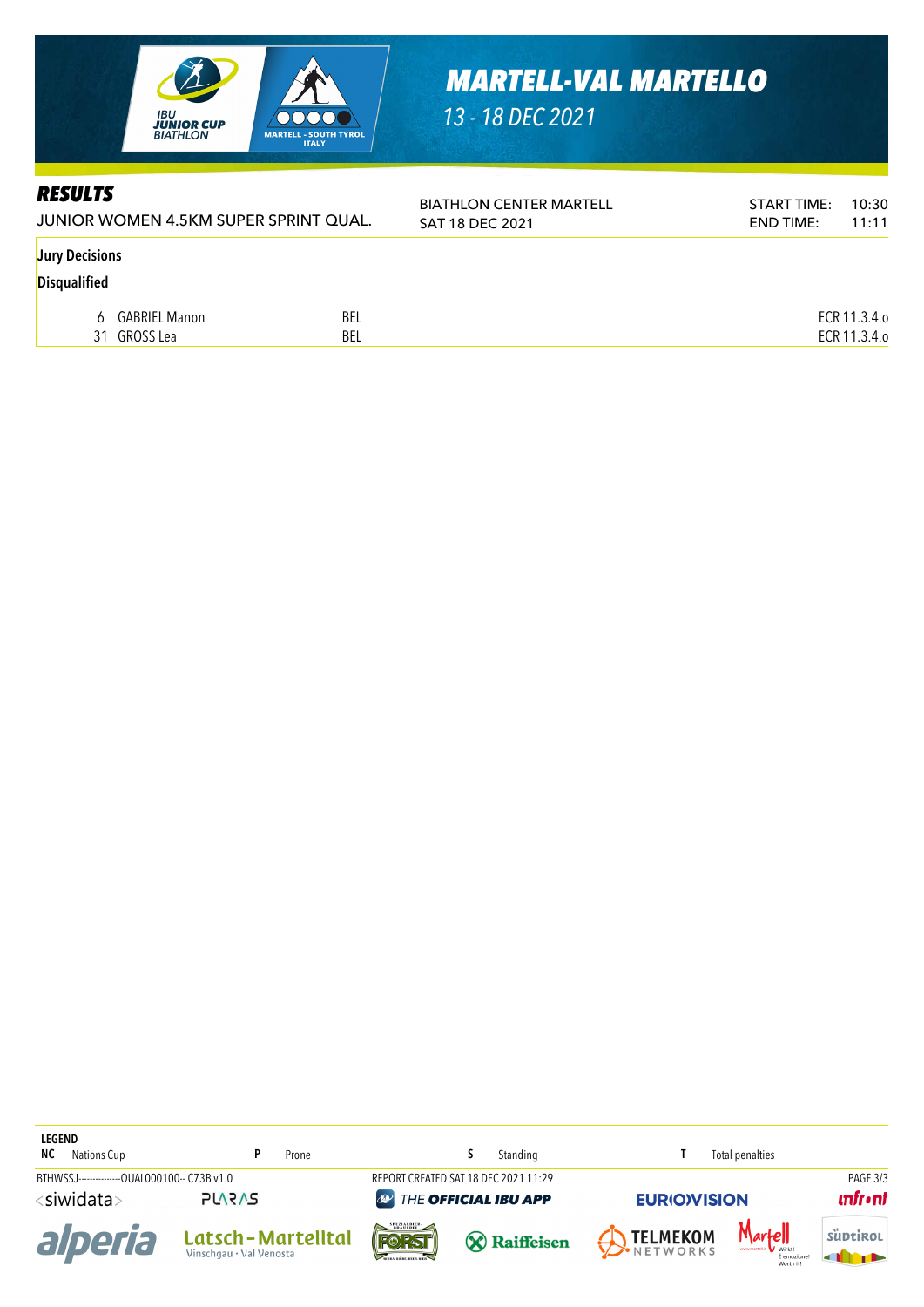# MARTELL-VAL MARTELLO

13 - 18 DEC 2021

## RESULTS

JUNIOR WOMEN 4.5KM SUPER SPRINT QUAL.

BIATHLON CENTER MARTELL
SAT 18 DEC 2021

START TIME: 10:30
END TIME: 11:11

### Jury Decisions

#### Disqualified

| | | | |
|---|---|---|---|
| 6 | GABRIEL Manon | BEL | ECR 11.3.4.o |
| 31 | GROSS Lea | BEL | ECR 11.3.4.o |

**LEGEND**
**NC** Nations Cup  **P** Prone  **S** Standing  **T** Total penalties

BTHWSSJ--------------QUAL000100-- C73B v1.0  REPORT CREATED SAT 18 DEC 2021 11:29